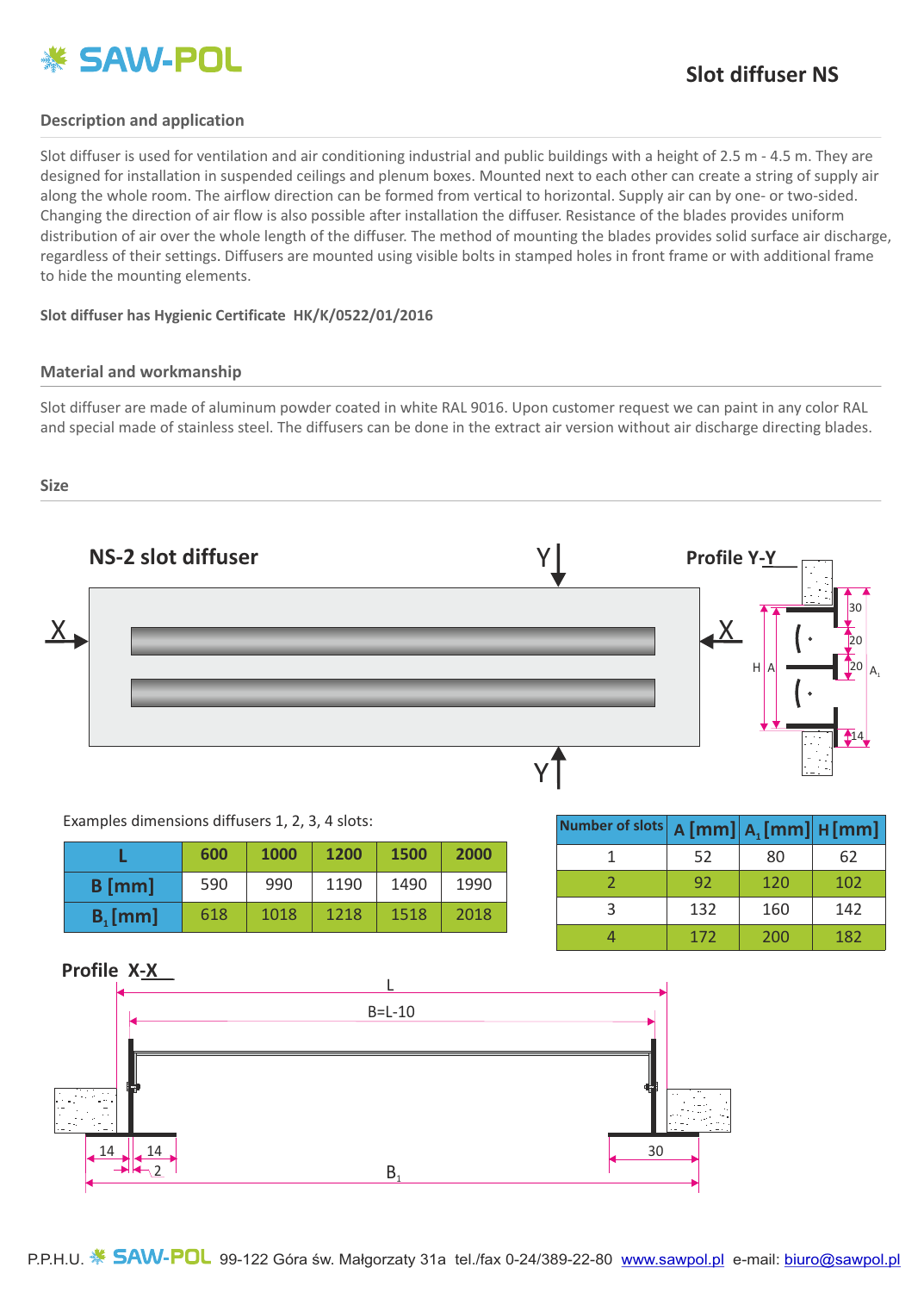# Slot diffuser NS

## Description and application

Slot diffuser is used for ventilation and air conditioning industrial and public buildings with a height of 2.5 m - 4.5 m. They are designed for installation in suspended ceilings and plenum boxes. Mounted next to each other can create a string of supply air along the whole room. The airflow direction can be formed from vertical to horizontal. Supply air can by one- or two-sided. Changing the direction of air flow is also possible after installation the diffuser. Resistance of the blades provides uniform distribution of air over the whole length of the diffuser. The method of mounting the blades provides solid surface air discharge, regardless of their settings. Diffusers are mounted using visible bolts in stamped holes in front frame or with additional frame to hide the mounting elements.

**Slot diffuser has Hygienic Certificate HK/K/0522/01/2016**

## Material and workmanship

Slot diffuser are made of aluminum powder coated in white RAL 9016. Upon customer request we can paint in any color RAL and special made of stainless steel. The diffusers can be done in the extract air version without air discharge directing blades.

## Size

### NS-2 slot diffuser

X X Y Y

### Profile Y-Y

30 20 20 14 H A $A_1$

Examples dimensions diffusers 1, 2, 3, 4 slots:

| L | 600 | 1000 | 1200 | 1500 | 2000 |
|---|---|---|---|---|---|
| B [mm] | 590 | 990 | 1190 | 1490 | 1990 |
| $B_1$ [mm] | 618 | 1018 | 1218 | 1518 | 2018 |

| Number of slots | A [mm] | $A_1$ [mm] | H [mm] |
|---|---|---|---|
| 1 | 52 | 80 | 62 |
| 2 | 92 | 120 | 102 |
| 3 | 132 | 160 | 142 |
| 4 | 172 | 200 | 182 |

### Profile X-X

L

B=L-10

14 14 2 30 $B_1$

P.P.H.U. SAW-POL 99-122 Góra św. Małgorzaty 31a tel./fax 0-24/389-22-80 www.sawpol.pl e-mail: biuro@sawpol.pl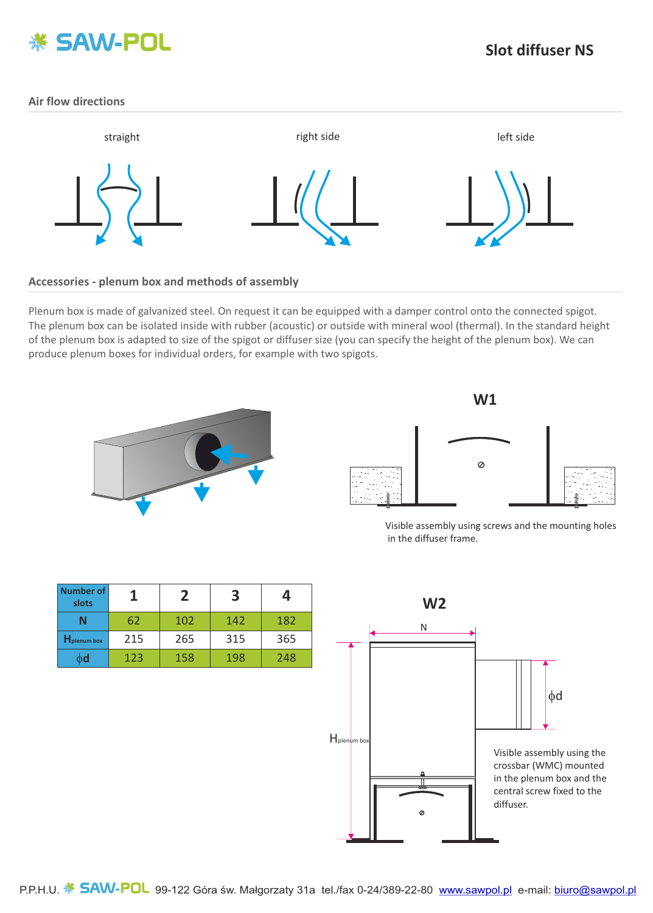## Slot diffuser NS

### Air flow directions

straight

right side

left side

### Accessories - plenum box and methods of assembly

Plenum box is made of galvanized steel. On request it can be equipped with a damper control onto the connected spigot. The plenum box can be isolated inside with rubber (acoustic) or outside with mineral wool (thermal). In the standard height of the plenum box is adapted to size of the spigot or diffuser size (you can specify the height of the plenum box). We can produce plenum boxes for individual orders, for example with two spigots.

**W1**

Visible assembly using screws and the mounting holes in the diffuser frame.

| Number of slots | 1 | 2 | 3 | 4 |
|---|---|---|---|---|
| N | 62 | 102 | 142 | 182 |
| $H_{plenum\ box}$ | 215 | 265 | 315 | 365 |
| ϕd | 123 | 158 | 198 | 248 |

**W2**

N

ϕd

$H_{plenum\ box}$

Visible assembly using the crossbar (WMC) mounted in the plenum box and the central screw fixed to the diffuser.

P.P.H.U. SAW-POL 99-122 Góra św. Małgorzaty 31a tel./fax 0-24/389-22-80 www.sawpol.pl e-mail: biuro@sawpol.pl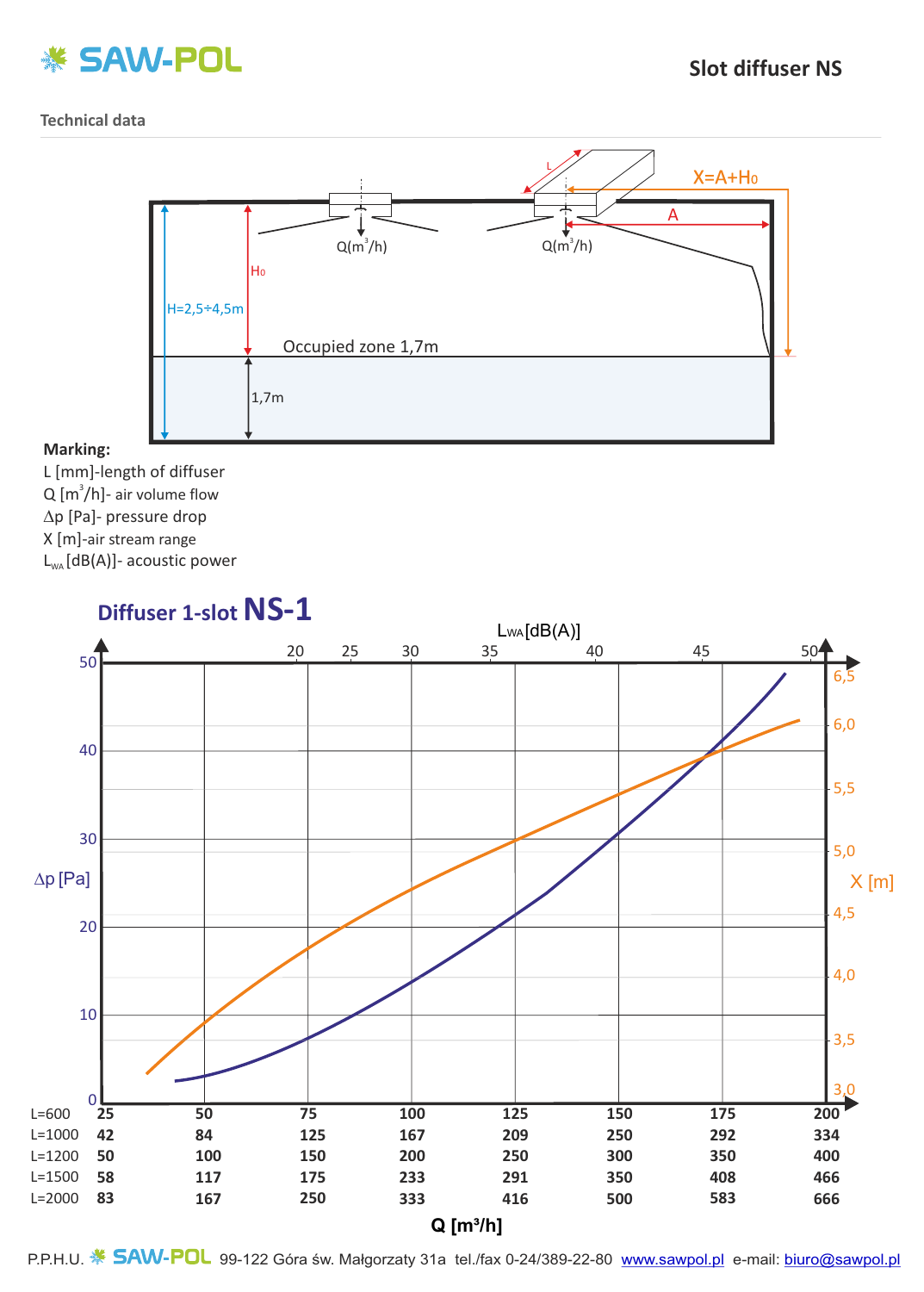## Slot diffuser NS

### Technical data

X=A+H0

L

A

Q(m³/h)

Q(m³/h)

H0

H=2,5÷4,5m

Occupied zone 1,7m

1,7m

**Marking:**

L [mm]-length of diffuser
Q [m³/h]- air volume flow
Δp [Pa]- pressure drop
X [m]-air stream range
$L_{WA}$ [dB(A)]- acoustic power

## Diffuser 1-slot NS-1

$L_{WA}$[dB(A)]

20 25 30 35 40 45 50

Δp [Pa]

50 40 30 20 10 0

X [m]

6,5 6,0 5,5 5,0 4,5 4,0 3,5 3,0

L=600 25 50 75 100 125 150 175 200

L=1000 42 84 125 167 209 250 292 334

L=1200 50 100 150 200 250 300 350 400

L=1500 58 117 175 233 291 350 408 466

L=2000 83 167 250 333 416 500 583 666

**Q [m³/h]**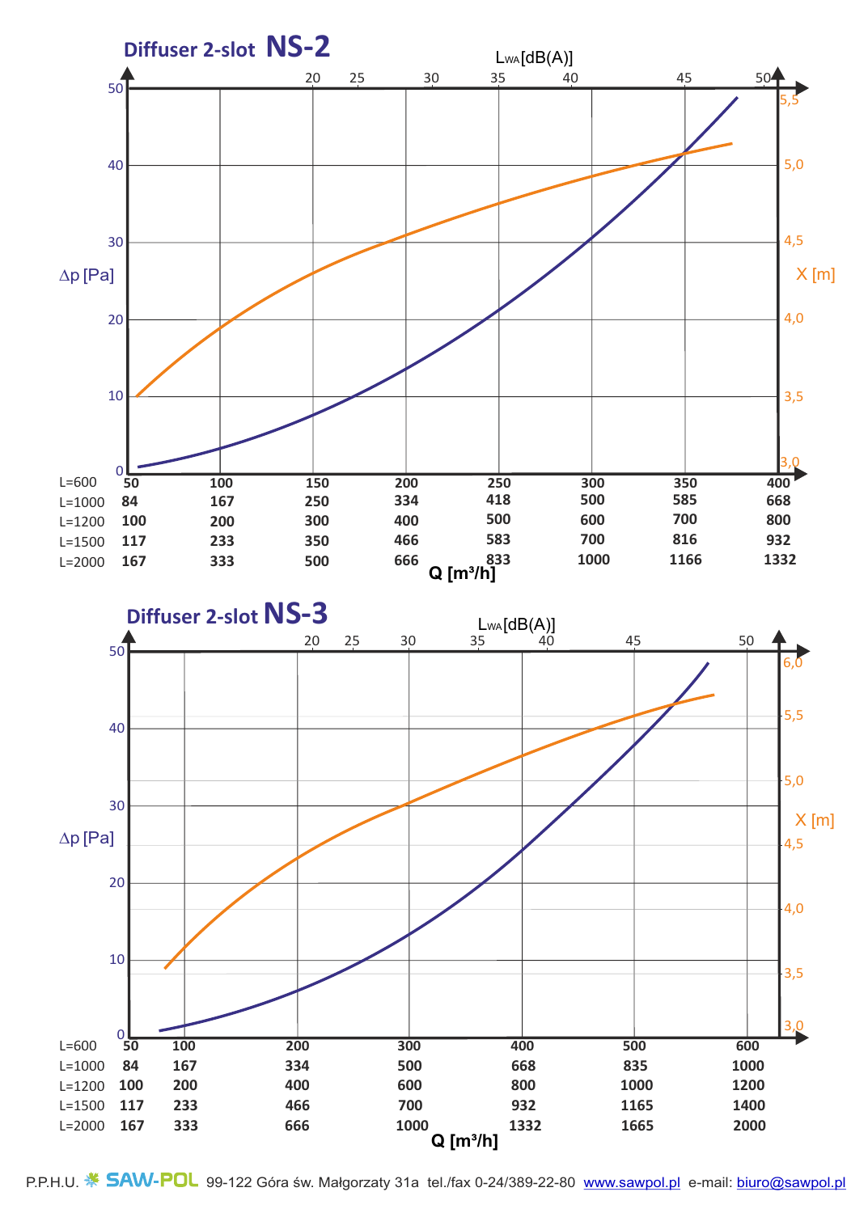## Diffuser 2-slot NS-2

$L_{WA}$[dB(A)]

20 25 30 35 40 45 50

Δp [Pa]

50 40 30 20 10 0

X [m]

5,5 5,0 4,5 4,0 3,5 3,0

L=600 50 100 150 200 250 300 350 400
L=1000 84 167 250 334 418 500 585 668
L=1200 100 200 300 400 500 600 700 800
L=1500 117 233 350 466 583 700 816 932
L=2000 167 333 500 666 833 1000 1166 1332

Q [m³/h]

## Diffuser 2-slot NS-3

$L_{WA}$[dB(A)]

20 25 30 35 40 45 50

Δp [Pa]

50 40 30 20 10 0

X [m]

6,0 5,5 5,0 4,5 4,0 3,5 3,0

L=600 50 100 200 300 400 500 600
L=1000 84 167 334 500 668 835 1000
L=1200 100 200 400 600 800 1000 1200
L=1500 117 233 466 700 932 1165 1400
L=2000 167 333 666 1000 1332 1665 2000

Q [m³/h]

P.P.H.U. SAW-POL 99-122 Góra św. Małgorzaty 31a tel./fax 0-24/389-22-80 www.sawpol.pl e-mail: biuro@sawpol.pl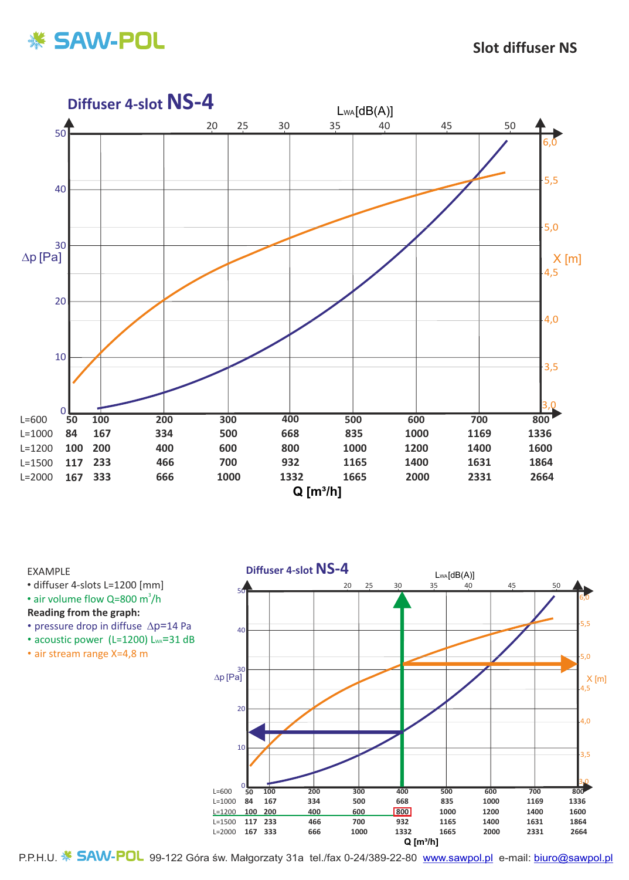# Slot diffuser NS

## Diffuser 4-slot NS-4

$L_{WA}$[dB(A)]

20 25 30 35 40 45 50

Δp [Pa]

50
40
30
20
10
0

X [m]

6,0
5,5
5,0
4,5
4,0
3,5
3,0

L=600 50 100 200 300 400 500 600 700 800
L=1000 84 167 334 500 668 835 1000 1169 1336
L=1200 100 200 400 600 800 1000 1200 1400 1600
L=1500 117 233 466 700 932 1165 1400 1631 1864
L=2000 167 333 666 1000 1332 1665 2000 2331 2664

Q [m³/h]

EXAMPLE

- diffuser 4-slots L=1200 [mm]
- air volume flow Q=800 m³/h

**Reading from the graph:**

- pressure drop in diffuse Δp=14 Pa
- acoustic power (L=1200) $L_{WA}$=31 dB
- air stream range X=4,8 m

Diffuser 4-slot NS-4

$L_{WA}$[dB(A)]

20 25 30 35 40 45 50

Δp [Pa]

50
40
30
20
10
0

X [m]

6,0
5,5
5,0
4,5
4,0
3,5
3,0

L=600 50 100 200 300 400 500 600 700 800
L=1000 84 167 334 500 668 835 1000 1169 1336
L=1200 100 200 400 600 800 1000 1200 1400 1600
L=1500 117 233 466 700 932 1165 1400 1631 1864
L=2000 167 333 666 1000 1332 1665 2000 2331 2664

Q [m³/h]

P.P.H.U. SAW-POL 99-122 Góra św. Małgorzaty 31a tel./fax 0-24/389-22-80 www.sawpol.pl e-mail: biuro@sawpol.pl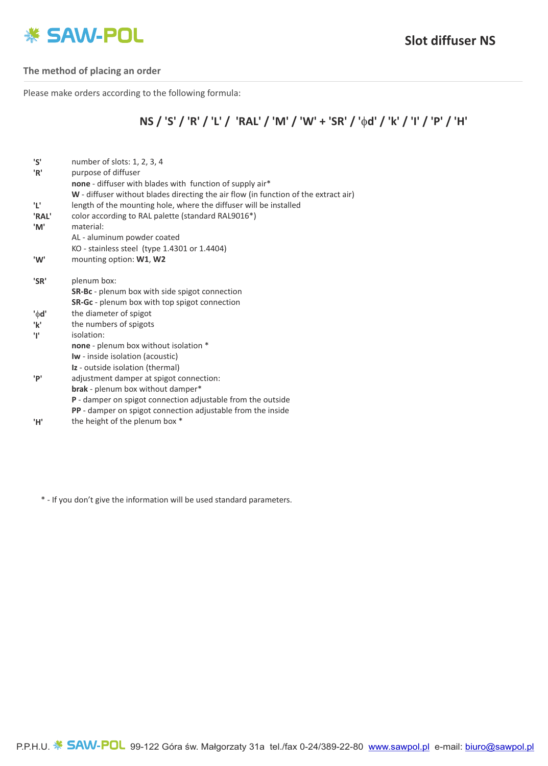## The method of placing an order

Please make orders according to the following formula:

**NS / 'S' / 'R' / 'L' / 'RAL' / 'M' / 'W' + 'SR' / 'ϕd' / 'k' / 'I' / 'P' / 'H'**

**'S'** number of slots: 1, 2, 3, 4

**'R'** purpose of diffuser
- **none** - diffuser with blades with function of supply air*
- **W** - diffuser without blades directing the air flow (in function of the extract air)

**'L'** length of the mounting hole, where the diffuser will be installed

**'RAL'** color according to RAL palette (standard RAL9016*)

**'M'** material:
- AL - aluminum powder coated
- KO - stainless steel (type 1.4301 or 1.4404)

**'W'** mounting option: **W1**, **W2**

**'SR'** plenum box:
- **SR-Bc** - plenum box with side spigot connection
- **SR-Gc** - plenum box with top spigot connection

**'ϕd'** the diameter of spigot

**'k'** the numbers of spigots

**'I'** isolation:
- **none** - plenum box without isolation *
- **Iw** - inside isolation (acoustic)
- **Iz** - outside isolation (thermal)

**'P'** adjustment damper at spigot connection:
- **brak** - plenum box without damper*
- **P** - damper on spigot connection adjustable from the outside
- **PP** - damper on spigot connection adjustable from the inside

**'H'** the height of the plenum box *

* - If you don't give the information will be used standard parameters.

P.P.H.U. SAW-POL 99-122 Góra św. Małgorzaty 31a tel./fax 0-24/389-22-80 www.sawpol.pl e-mail: biuro@sawpol.pl